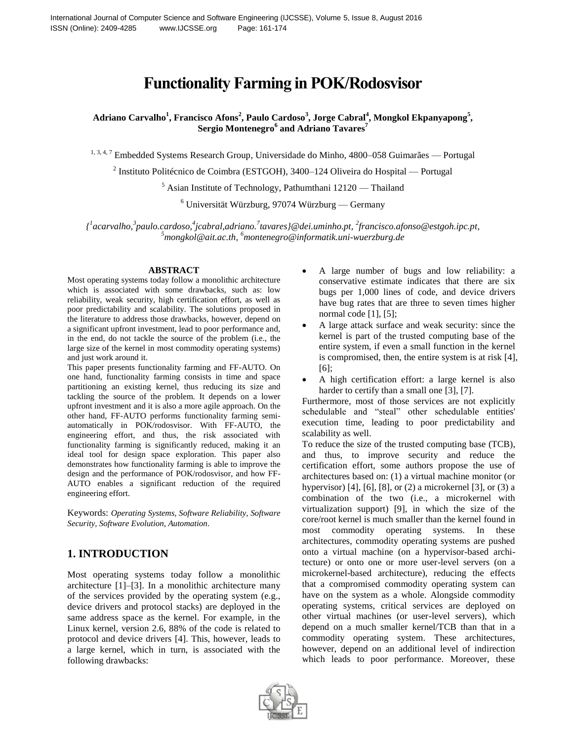# Functionality Farming in POK/Rodosvisor

**Adriano Carvalho[1], Francisco Afons[2], Paulo Cardoso[3], Jorge Cabral[4], Mongkol Ekpanyapong[5], Sergio Montenegro[6] and Adriano Tavares[7]**

[1, 3, 4, 7] Embedded Systems Research Group, Universidade do Minho, 4800–058 Guimarães — Portugal

[2] Instituto Politécnico de Coimbra (ESTGOH), 3400–124 Oliveira do Hospital — Portugal

[5] Asian Institute of Technology, Pathumthani 12120 — Thailand

[6] Universität Würzburg, 97074 Würzburg — Germany

*{[1]acarvalho,[3]paulo.cardoso,[4]jcabral,adriano.[7]tavares}@dei.uminho.pt, [2]francisco.afonso@estgoh.ipc.pt, [5]mongkol@ait.ac.th, [6]montenegro@informatik.uni-wuerzburg.de*

## ABSTRACT

Most operating systems today follow a monolithic architecture which is associated with some drawbacks, such as: low reliability, weak security, high certification effort, as well as poor predictability and scalability. The solutions proposed in the literature to address those drawbacks, however, depend on a significant upfront investment, lead to poor performance and, in the end, do not tackle the source of the problem (i.e., the large size of the kernel in most commodity operating systems) and just work around it.

This paper presents functionality farming and FF-AUTO. On one hand, functionality farming consists in time and space partitioning an existing kernel, thus reducing its size and tackling the source of the problem. It depends on a lower upfront investment and it is also a more agile approach. On the other hand, FF-AUTO performs functionality farming semi-automatically in POK/rodosvisor. With FF-AUTO, the engineering effort, and thus, the risk associated with functionality farming is significantly reduced, making it an ideal tool for design space exploration. This paper also demonstrates how functionality farming is able to improve the design and the performance of POK/rodosvisor, and how FF-AUTO enables a significant reduction of the required engineering effort.

Keywords: *Operating Systems, Software Reliability, Software Security, Software Evolution, Automation.*

## 1. INTRODUCTION

Most operating systems today follow a monolithic architecture [1]–[3]. In a monolithic architecture many of the services provided by the operating system (e.g., device drivers and protocol stacks) are deployed in the same address space as the kernel. For example, in the Linux kernel, version 2.6, 88% of the code is related to protocol and device drivers [4]. This, however, leads to a large kernel, which in turn, is associated with the following drawbacks:

- A large number of bugs and low reliability: a conservative estimate indicates that there are six bugs per 1,000 lines of code, and device drivers have bug rates that are three to seven times higher normal code [1], [5];
- A large attack surface and weak security: since the kernel is part of the trusted computing base of the entire system, if even a small function in the kernel is compromised, then, the entire system is at risk [4], [6];
- A high certification effort: a large kernel is also harder to certify than a small one [3], [7].

Furthermore, most of those services are not explicitly schedulable and "steal" other schedulable entities' execution time, leading to poor predictability and scalability as well.

To reduce the size of the trusted computing base (TCB), and thus, to improve security and reduce the certification effort, some authors propose the use of architectures based on: (1) a virtual machine monitor (or hypervisor) [4], [6], [8], or (2) a microkernel [3], or (3) a combination of the two (i.e., a microkernel with virtualization support) [9], in which the size of the core/root kernel is much smaller than the kernel found in most commodity operating systems. In these architectures, commodity operating systems are pushed onto a virtual machine (on a hypervisor-based architecture) or onto one or more user-level servers (on a microkernel-based architecture), reducing the effects that a compromised commodity operating system can have on the system as a whole. Alongside commodity operating systems, critical services are deployed on other virtual machines (or user-level servers), which depend on a much smaller kernel/TCB than that in a commodity operating system. These architectures, however, depend on an additional level of indirection which leads to poor performance. Moreover, these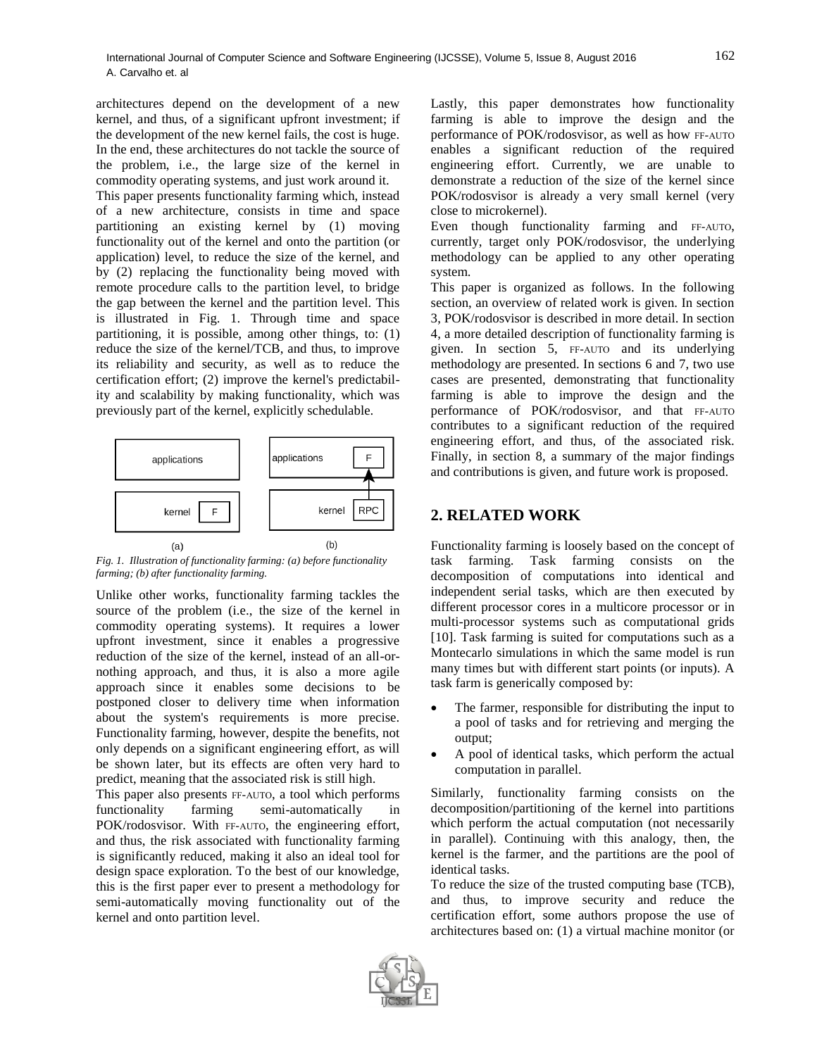architectures depend on the development of a new kernel, and thus, of a significant upfront investment; if the development of the new kernel fails, the cost is huge. In the end, these architectures do not tackle the source of the problem, i.e., the large size of the kernel in commodity operating systems, and just work around it.

This paper presents functionality farming which, instead of a new architecture, consists in time and space partitioning an existing kernel by (1) moving functionality out of the kernel and onto the partition (or application) level, to reduce the size of the kernel, and by (2) replacing the functionality being moved with remote procedure calls to the partition level, to bridge the gap between the kernel and the partition level. This is illustrated in Fig. 1. Through time and space partitioning, it is possible, among other things, to: (1) reduce the size of the kernel/TCB, and thus, to improve its reliability and security, as well as to reduce the certification effort; (2) improve the kernel's predictability and scalability by making functionality, which was previously part of the kernel, explicitly schedulable.

*Fig. 1. Illustration of functionality farming: (a) before functionality farming; (b) after functionality farming.*

Unlike other works, functionality farming tackles the source of the problem (i.e., the size of the kernel in commodity operating systems). It requires a lower upfront investment, since it enables a progressive reduction of the size of the kernel, instead of an all-or-nothing approach, and thus, it is also a more agile approach since it enables some decisions to be postponed closer to delivery time when information about the system's requirements is more precise. Functionality farming, however, despite the benefits, not only depends on a significant engineering effort, as will be shown later, but its effects are often very hard to predict, meaning that the associated risk is still high.

This paper also presents FF-AUTO, a tool which performs functionality farming semi-automatically in POK/rodosvisor. With FF-AUTO, the engineering effort, and thus, the risk associated with functionality farming is significantly reduced, making it also an ideal tool for design space exploration. To the best of our knowledge, this is the first paper ever to present a methodology for semi-automatically moving functionality out of the kernel and onto partition level.

Lastly, this paper demonstrates how functionality farming is able to improve the design and the performance of POK/rodosvisor, as well as how FF-AUTO enables a significant reduction of the required engineering effort. Currently, we are unable to demonstrate a reduction of the size of the kernel since POK/rodosvisor is already a very small kernel (very close to microkernel).

Even though functionality farming and FF-AUTO, currently, target only POK/rodosvisor, the underlying methodology can be applied to any other operating system.

This paper is organized as follows. In the following section, an overview of related work is given. In section 3, POK/rodosvisor is described in more detail. In section 4, a more detailed description of functionality farming is given. In section 5, FF-AUTO and its underlying methodology are presented. In sections 6 and 7, two use cases are presented, demonstrating that functionality farming is able to improve the design and the performance of POK/rodosvisor, and that FF-AUTO contributes to a significant reduction of the required engineering effort, and thus, of the associated risk. Finally, in section 8, a summary of the major findings and contributions is given, and future work is proposed.

## 2. RELATED WORK

Functionality farming is loosely based on the concept of task farming. Task farming consists on the decomposition of computations into identical and independent serial tasks, which are then executed by different processor cores in a multicore processor or in multi-processor systems such as computational grids [10]. Task farming is suited for computations such as a Montecarlo simulations in which the same model is run many times but with different start points (or inputs). A task farm is generically composed by:

- The farmer, responsible for distributing the input to a pool of tasks and for retrieving and merging the output;
- A pool of identical tasks, which perform the actual computation in parallel.

Similarly, functionality farming consists on the decomposition/partitioning of the kernel into partitions which perform the actual computation (not necessarily in parallel). Continuing with this analogy, then, the kernel is the farmer, and the partitions are the pool of identical tasks.

To reduce the size of the trusted computing base (TCB), and thus, to improve security and reduce the certification effort, some authors propose the use of architectures based on: (1) a virtual machine monitor (or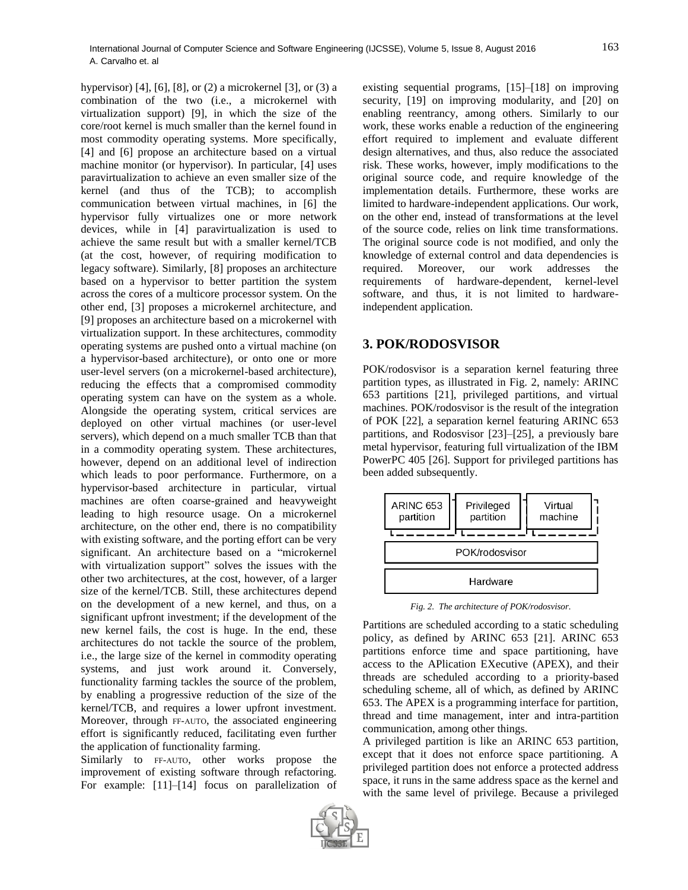hypervisor) [4], [6], [8], or (2) a microkernel [3], or (3) a combination of the two (i.e., a microkernel with virtualization support) [9], in which the size of the core/root kernel is much smaller than the kernel found in most commodity operating systems. More specifically, [4] and [6] propose an architecture based on a virtual machine monitor (or hypervisor). In particular, [4] uses paravirtualization to achieve an even smaller size of the kernel (and thus of the TCB); to accomplish communication between virtual machines, in [6] the hypervisor fully virtualizes one or more network devices, while in [4] paravirtualization is used to achieve the same result but with a smaller kernel/TCB (at the cost, however, of requiring modification to legacy software). Similarly, [8] proposes an architecture based on a hypervisor to better partition the system across the cores of a multicore processor system. On the other end, [3] proposes a microkernel architecture, and [9] proposes an architecture based on a microkernel with virtualization support. In these architectures, commodity operating systems are pushed onto a virtual machine (on a hypervisor-based architecture), or onto one or more user-level servers (on a microkernel-based architecture), reducing the effects that a compromised commodity operating system can have on the system as a whole. Alongside the operating system, critical services are deployed on other virtual machines (or user-level servers), which depend on a much smaller TCB than that in a commodity operating system. These architectures, however, depend on an additional level of indirection which leads to poor performance. Furthermore, on a hypervisor-based architecture in particular, virtual machines are often coarse-grained and heavyweight leading to high resource usage. On a microkernel architecture, on the other end, there is no compatibility with existing software, and the porting effort can be very significant. An architecture based on a "microkernel with virtualization support" solves the issues with the other two architectures, at the cost, however, of a larger size of the kernel/TCB. Still, these architectures depend on the development of a new kernel, and thus, on a significant upfront investment; if the development of the new kernel fails, the cost is huge. In the end, these architectures do not tackle the source of the problem, i.e., the large size of the kernel in commodity operating systems, and just work around it. Conversely, functionality farming tackles the source of the problem, by enabling a progressive reduction of the size of the kernel/TCB, and requires a lower upfront investment. Moreover, through FF-AUTO, the associated engineering effort is significantly reduced, facilitating even further the application of functionality farming.

Similarly to FF-AUTO, other works propose the improvement of existing software through refactoring. For example: [11]–[14] focus on parallelization of existing sequential programs, [15]–[18] on improving security, [19] on improving modularity, and [20] on enabling reentrancy, among others. Similarly to our work, these works enable a reduction of the engineering effort required to implement and evaluate different design alternatives, and thus, also reduce the associated risk. These works, however, imply modifications to the original source code, and require knowledge of the implementation details. Furthermore, these works are limited to hardware-independent applications. Our work, on the other end, instead of transformations at the level of the source code, relies on link time transformations. The original source code is not modified, and only the knowledge of external control and data dependencies is required. Moreover, our work addresses the requirements of hardware-dependent, kernel-level software, and thus, it is not limited to hardware-independent application.

## 3. POK/RODOSVISOR

POK/rodosvisor is a separation kernel featuring three partition types, as illustrated in Fig. 2, namely: ARINC 653 partitions [21], privileged partitions, and virtual machines. POK/rodosvisor is the result of the integration of POK [22], a separation kernel featuring ARINC 653 partitions, and Rodosvisor [23]–[25], a previously bare metal hypervisor, featuring full virtualization of the IBM PowerPC 405 [26]. Support for privileged partitions has been added subsequently.

| ARINC 653 partition | Privileged partition | Virtual machine |
| --- | --- | --- |
| POK/rodosvisor | | |
| Hardware | | |

*Fig. 2. The architecture of POK/rodosvisor.*

Partitions are scheduled according to a static scheduling policy, as defined by ARINC 653 [21]. ARINC 653 partitions enforce time and space partitioning, have access to the APlication EXecutive (APEX), and their threads are scheduled according to a priority-based scheduling scheme, all of which, as defined by ARINC 653. The APEX is a programming interface for partition, thread and time management, inter and intra-partition communication, among other things.

A privileged partition is like an ARINC 653 partition, except that it does not enforce space partitioning. A privileged partition does not enforce a protected address space, it runs in the same address space as the kernel and with the same level of privilege. Because a privileged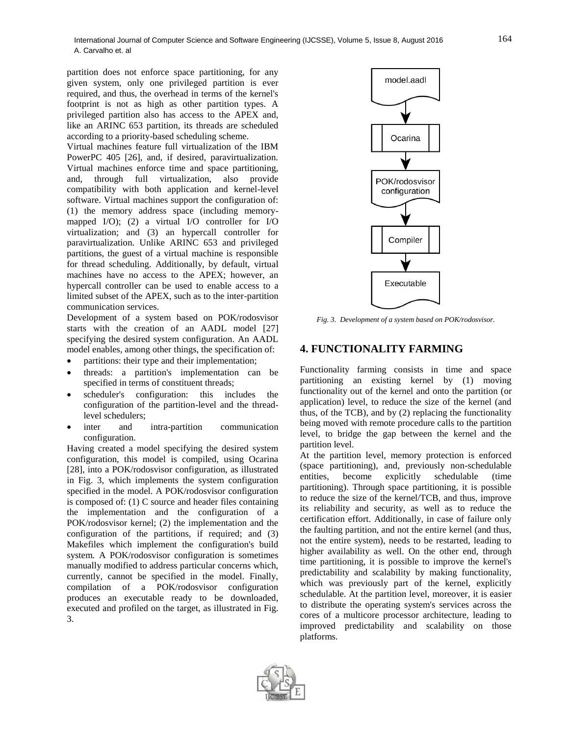partition does not enforce space partitioning, for any given system, only one privileged partition is ever required, and thus, the overhead in terms of the kernel's footprint is not as high as other partition types. A privileged partition also has access to the APEX and, like an ARINC 653 partition, its threads are scheduled according to a priority-based scheduling scheme.

Virtual machines feature full virtualization of the IBM PowerPC 405 [26], and, if desired, paravirtualization. Virtual machines enforce time and space partitioning, and, through full virtualization, also provide compatibility with both application and kernel-level software. Virtual machines support the configuration of: (1) the memory address space (including memory-mapped I/O); (2) a virtual I/O controller for I/O virtualization; and (3) an hypercall controller for paravirtualization. Unlike ARINC 653 and privileged partitions, the guest of a virtual machine is responsible for thread scheduling. Additionally, by default, virtual machines have no access to the APEX; however, an hypercall controller can be used to enable access to a limited subset of the APEX, such as to the inter-partition communication services.

Development of a system based on POK/rodosvisor starts with the creation of an AADL model [27] specifying the desired system configuration. An AADL model enables, among other things, the specification of:

- partitions: their type and their implementation;
- threads: a partition's implementation can be specified in terms of constituent threads;
- scheduler's configuration: this includes the configuration of the partition-level and the thread-level schedulers;
- inter and intra-partition communication configuration.

Having created a model specifying the desired system configuration, this model is compiled, using Ocarina [28], into a POK/rodosvisor configuration, as illustrated in Fig. 3, which implements the system configuration specified in the model. A POK/rodosvisor configuration is composed of: (1) C source and header files containing the implementation and the configuration of a POK/rodosvisor kernel; (2) the implementation and the configuration of the partitions, if required; and (3) Makefiles which implement the configuration's build system. A POK/rodosvisor configuration is sometimes manually modified to address particular concerns which, currently, cannot be specified in the model. Finally, compilation of a POK/rodosvisor configuration produces an executable ready to be downloaded, executed and profiled on the target, as illustrated in Fig. 3.

model.aadl → Ocarina → POK/rodosvisor configuration → Compiler → Executable

*Fig. 3. Development of a system based on POK/rodosvisor.*

## 4. FUNCTIONALITY FARMING

Functionality farming consists in time and space partitioning an existing kernel by (1) moving functionality out of the kernel and onto the partition (or application) level, to reduce the size of the kernel (and thus, of the TCB), and by (2) replacing the functionality being moved with remote procedure calls to the partition level, to bridge the gap between the kernel and the partition level.

At the partition level, memory protection is enforced (space partitioning), and, previously non-schedulable entities, become explicitly schedulable (time partitioning). Through space partitioning, it is possible to reduce the size of the kernel/TCB, and thus, improve its reliability and security, as well as to reduce the certification effort. Additionally, in case of failure only the faulting partition, and not the entire kernel (and thus, not the entire system), needs to be restarted, leading to higher availability as well. On the other end, through time partitioning, it is possible to improve the kernel's predictability and scalability by making functionality, which was previously part of the kernel, explicitly schedulable. At the partition level, moreover, it is easier to distribute the operating system's services across the cores of a multicore processor architecture, leading to improved predictability and scalability on those platforms.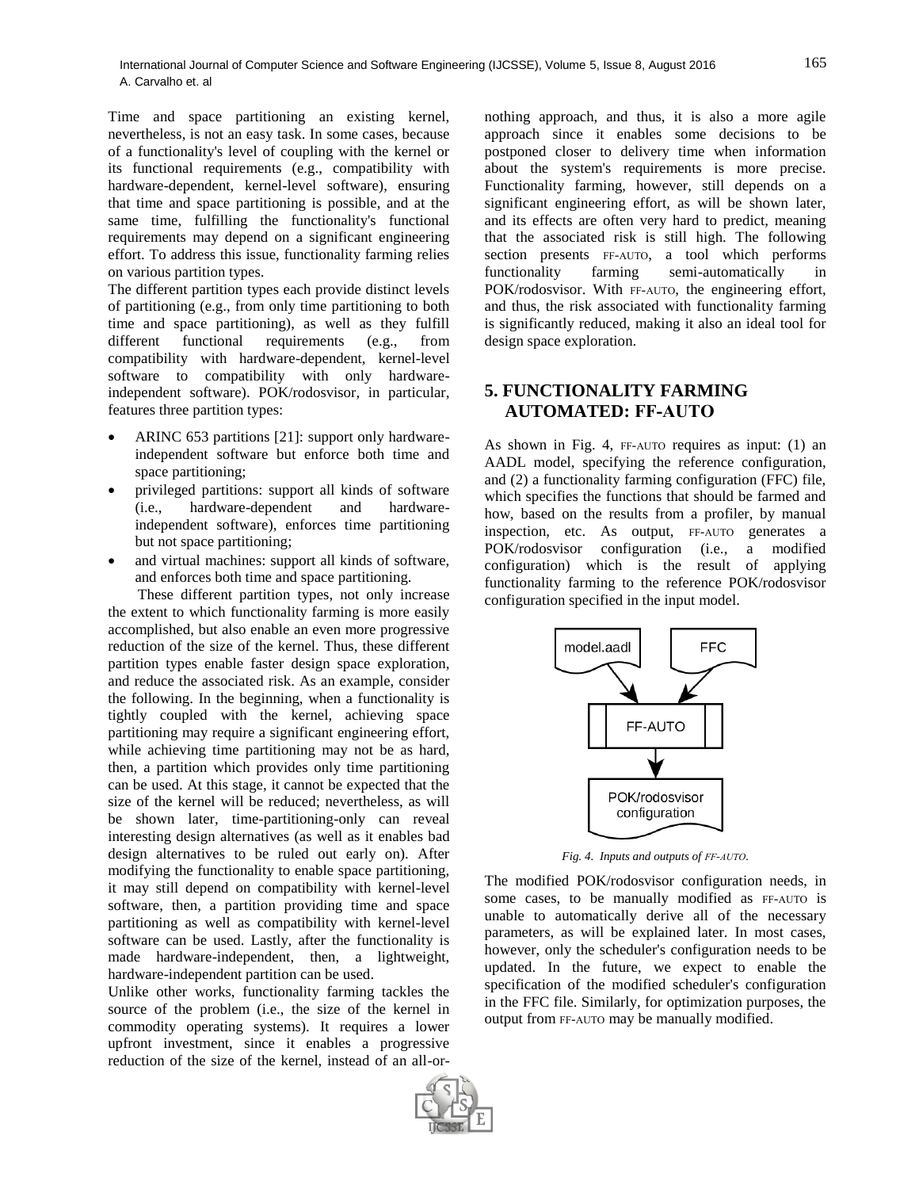Time and space partitioning an existing kernel, nevertheless, is not an easy task. In some cases, because of a functionality's level of coupling with the kernel or its functional requirements (e.g., compatibility with hardware-dependent, kernel-level software), ensuring that time and space partitioning is possible, and at the same time, fulfilling the functionality's functional requirements may depend on a significant engineering effort. To address this issue, functionality farming relies on various partition types.

The different partition types each provide distinct levels of partitioning (e.g., from only time partitioning to both time and space partitioning), as well as they fulfill different functional requirements (e.g., from compatibility with hardware-dependent, kernel-level software to compatibility with only hardware-independent software). POK/rodosvisor, in particular, features three partition types:

- ARINC 653 partitions [21]: support only hardware-independent software but enforce both time and space partitioning;
- privileged partitions: support all kinds of software (i.e., hardware-dependent and hardware-independent software), enforces time partitioning but not space partitioning;
- and virtual machines: support all kinds of software, and enforces both time and space partitioning.

These different partition types, not only increase the extent to which functionality farming is more easily accomplished, but also enable an even more progressive reduction of the size of the kernel. Thus, these different partition types enable faster design space exploration, and reduce the associated risk. As an example, consider the following. In the beginning, when a functionality is tightly coupled with the kernel, achieving space partitioning may require a significant engineering effort, while achieving time partitioning may not be as hard, then, a partition which provides only time partitioning can be used. At this stage, it cannot be expected that the size of the kernel will be reduced; nevertheless, as will be shown later, time-partitioning-only can reveal interesting design alternatives (as well as it enables bad design alternatives to be ruled out early on). After modifying the functionality to enable space partitioning, it may still depend on compatibility with kernel-level software, then, a partition providing time and space partitioning as well as compatibility with kernel-level software can be used. Lastly, after the functionality is made hardware-independent, then, a lightweight, hardware-independent partition can be used.

Unlike other works, functionality farming tackles the source of the problem (i.e., the size of the kernel in commodity operating systems). It requires a lower upfront investment, since it enables a progressive reduction of the size of the kernel, instead of an all-or-nothing approach, and thus, it is also a more agile approach since it enables some decisions to be postponed closer to delivery time when information about the system's requirements is more precise. Functionality farming, however, still depends on a significant engineering effort, as will be shown later, and its effects are often very hard to predict, meaning that the associated risk is still high. The following section presents FF-AUTO, a tool which performs functionality farming semi-automatically in POK/rodosvisor. With FF-AUTO, the engineering effort, and thus, the risk associated with functionality farming is significantly reduced, making it also an ideal tool for design space exploration.

## 5. FUNCTIONALITY FARMING AUTOMATED: FF-AUTO

As shown in Fig. 4, FF-AUTO requires as input: (1) an AADL model, specifying the reference configuration, and (2) a functionality farming configuration (FFC) file, which specifies the functions that should be farmed and how, based on the results from a profiler, by manual inspection, etc. As output, FF-AUTO generates a POK/rodosvisor configuration (i.e., a modified configuration) which is the result of applying functionality farming to the reference POK/rodosvisor configuration specified in the input model.

*Fig. 4. Inputs and outputs of FF-AUTO.*

The modified POK/rodosvisor configuration needs, in some cases, to be manually modified as FF-AUTO is unable to automatically derive all of the necessary parameters, as will be explained later. In most cases, however, only the scheduler's configuration needs to be updated. In the future, we expect to enable the specification of the modified scheduler's configuration in the FFC file. Similarly, for optimization purposes, the output from FF-AUTO may be manually modified.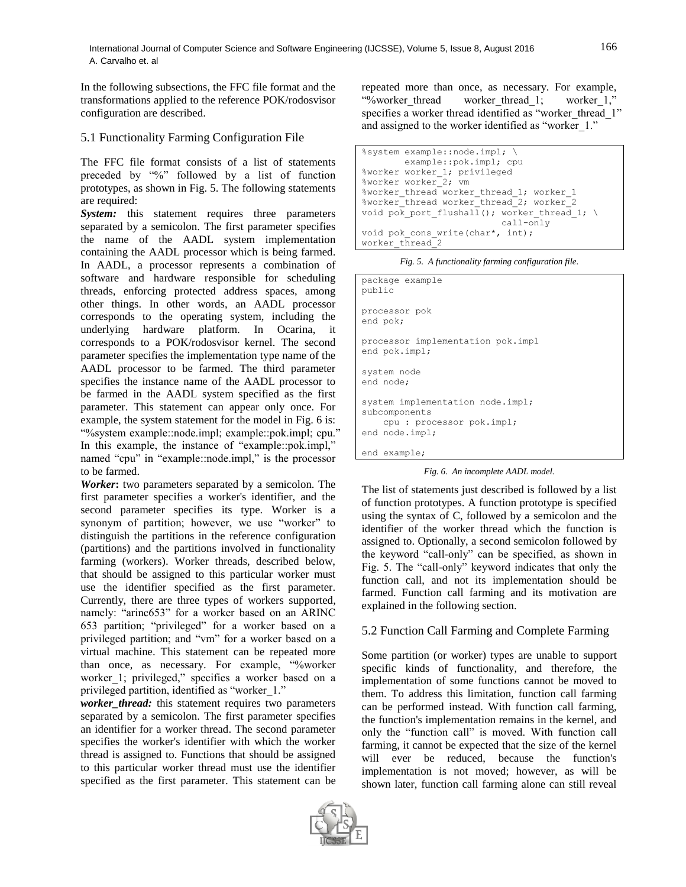In the following subsections, the FFC file format and the transformations applied to the reference POK/rodosvisor configuration are described.

## 5.1 Functionality Farming Configuration File

The FFC file format consists of a list of statements preceded by "%" followed by a list of function prototypes, as shown in Fig. 5. The following statements are required:

***System:*** this statement requires three parameters separated by a semicolon. The first parameter specifies the name of the AADL system implementation containing the AADL processor which is being farmed. In AADL, a processor represents a combination of software and hardware responsible for scheduling threads, enforcing protected address spaces, among other things. In other words, an AADL processor corresponds to the operating system, including the underlying hardware platform. In Ocarina, it corresponds to a POK/rodosvisor kernel. The second parameter specifies the implementation type name of the AADL processor to be farmed. The third parameter specifies the instance name of the AADL processor to be farmed in the AADL system specified as the first parameter. This statement can appear only once. For example, the system statement for the model in Fig. 6 is: "%system example::node.impl; example::pok.impl; cpu." In this example, the instance of "example::pok.impl," named "cpu" in "example::node.impl," is the processor to be farmed.

***Worker*:** two parameters separated by a semicolon. The first parameter specifies a worker's identifier, and the second parameter specifies its type. Worker is a synonym of partition; however, we use "worker" to distinguish the partitions in the reference configuration (partitions) and the partitions involved in functionality farming (workers). Worker threads, described below, that should be assigned to this particular worker must use the identifier specified as the first parameter. Currently, there are three types of workers supported, namely: "arinc653" for a worker based on an ARINC 653 partition; "privileged" for a worker based on a privileged partition; and "vm" for a worker based on a virtual machine. This statement can be repeated more than once, as necessary. For example, "%worker worker_1; privileged," specifies a worker based on a privileged partition, identified as "worker_1."

***worker_thread:*** this statement requires two parameters separated by a semicolon. The first parameter specifies an identifier for a worker thread. The second parameter specifies the worker's identifier with which the worker thread is assigned to. Functions that should be assigned to this particular worker thread must use the identifier specified as the first parameter. This statement can be repeated more than once, as necessary. For example, "%worker_thread worker_thread_1; worker_1," specifies a worker thread identified as "worker_thread_1" and assigned to the worker identified as "worker_1."

```
%system example::node.impl; \
        example::pok.impl; cpu
%worker worker_1; privileged
%worker worker_2; vm
%worker_thread worker_thread_1; worker_1
%worker_thread worker_thread_2; worker_2
void pok_port_flushall(); worker_thread_1; \
                         call-only
void pok_cons_write(char*, int);
worker_thread_2
```

*Fig. 5. A functionality farming configuration file.*

```
package example
public

processor pok
end pok;

processor implementation pok.impl
end pok.impl;

system node
end node;

system implementation node.impl;
subcomponents
    cpu : processor pok.impl;
end node.impl;

end example;
```

*Fig. 6. An incomplete AADL model.*

The list of statements just described is followed by a list of function prototypes. A function prototype is specified using the syntax of C, followed by a semicolon and the identifier of the worker thread which the function is assigned to. Optionally, a second semicolon followed by the keyword "call-only" can be specified, as shown in Fig. 5. The "call-only" keyword indicates that only the function call, and not its implementation should be farmed. Function call farming and its motivation are explained in the following section.

## 5.2 Function Call Farming and Complete Farming

Some partition (or worker) types are unable to support specific kinds of functionality, and therefore, the implementation of some functions cannot be moved to them. To address this limitation, function call farming can be performed instead. With function call farming, the function's implementation remains in the kernel, and only the "function call" is moved. With function call farming, it cannot be expected that the size of the kernel will ever be reduced, because the function's implementation is not moved; however, as will be shown later, function call farming alone can still reveal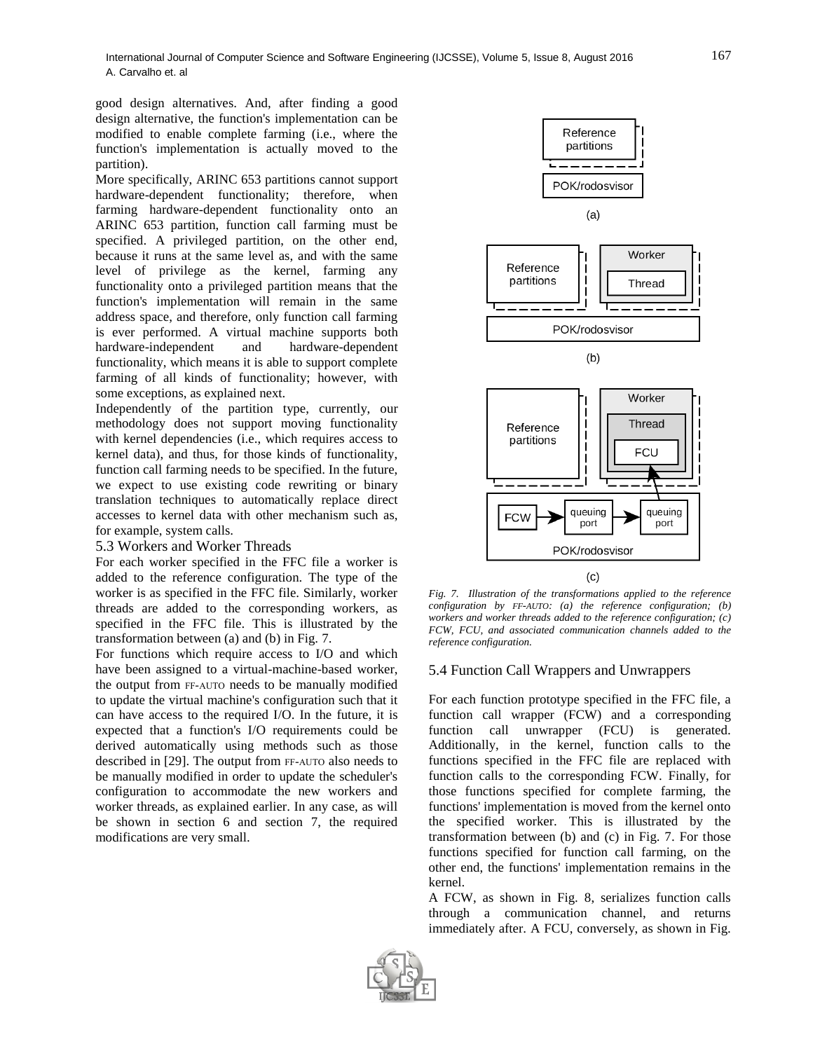good design alternatives. And, after finding a good design alternative, the function's implementation can be modified to enable complete farming (i.e., where the function's implementation is actually moved to the partition).

More specifically, ARINC 653 partitions cannot support hardware-dependent functionality; therefore, when farming hardware-dependent functionality onto an ARINC 653 partition, function call farming must be specified. A privileged partition, on the other end, because it runs at the same level as, and with the same level of privilege as the kernel, farming any functionality onto a privileged partition means that the function's implementation will remain in the same address space, and therefore, only function call farming is ever performed. A virtual machine supports both hardware-independent and hardware-dependent functionality, which means it is able to support complete farming of all kinds of functionality; however, with some exceptions, as explained next.

Independently of the partition type, currently, our methodology does not support moving functionality with kernel dependencies (i.e., which requires access to kernel data), and thus, for those kinds of functionality, function call farming needs to be specified. In the future, we expect to use existing code rewriting or binary translation techniques to automatically replace direct accesses to kernel data with other mechanism such as, for example, system calls.

### 5.3 Workers and Worker Threads

For each worker specified in the FFC file a worker is added to the reference configuration. The type of the worker is as specified in the FFC file. Similarly, worker threads are added to the corresponding workers, as specified in the FFC file. This is illustrated by the transformation between (a) and (b) in Fig. 7.

For functions which require access to I/O and which have been assigned to a virtual-machine-based worker, the output from FF-AUTO needs to be manually modified to update the virtual machine's configuration such that it can have access to the required I/O. In the future, it is expected that a function's I/O requirements could be derived automatically using methods such as those described in [29]. The output from FF-AUTO also needs to be manually modified in order to update the scheduler's configuration to accommodate the new workers and worker threads, as explained earlier. In any case, as will be shown in section 6 and section 7, the required modifications are very small.

*Fig. 7. Illustration of the transformations applied to the reference configuration by FF-AUTO: (a) the reference configuration; (b) workers and worker threads added to the reference configuration; (c) FCW, FCU, and associated communication channels added to the reference configuration.*

### 5.4 Function Call Wrappers and Unwrappers

For each function prototype specified in the FFC file, a function call wrapper (FCW) and a corresponding function call unwrapper (FCU) is generated. Additionally, in the kernel, function calls to the functions specified in the FFC file are replaced with function calls to the corresponding FCW. Finally, for those functions specified for complete farming, the functions' implementation is moved from the kernel onto the specified worker. This is illustrated by the transformation between (b) and (c) in Fig. 7. For those functions specified for function call farming, on the other end, the functions' implementation remains in the kernel.

A FCW, as shown in Fig. 8, serializes function calls through a communication channel, and returns immediately after. A FCU, conversely, as shown in Fig.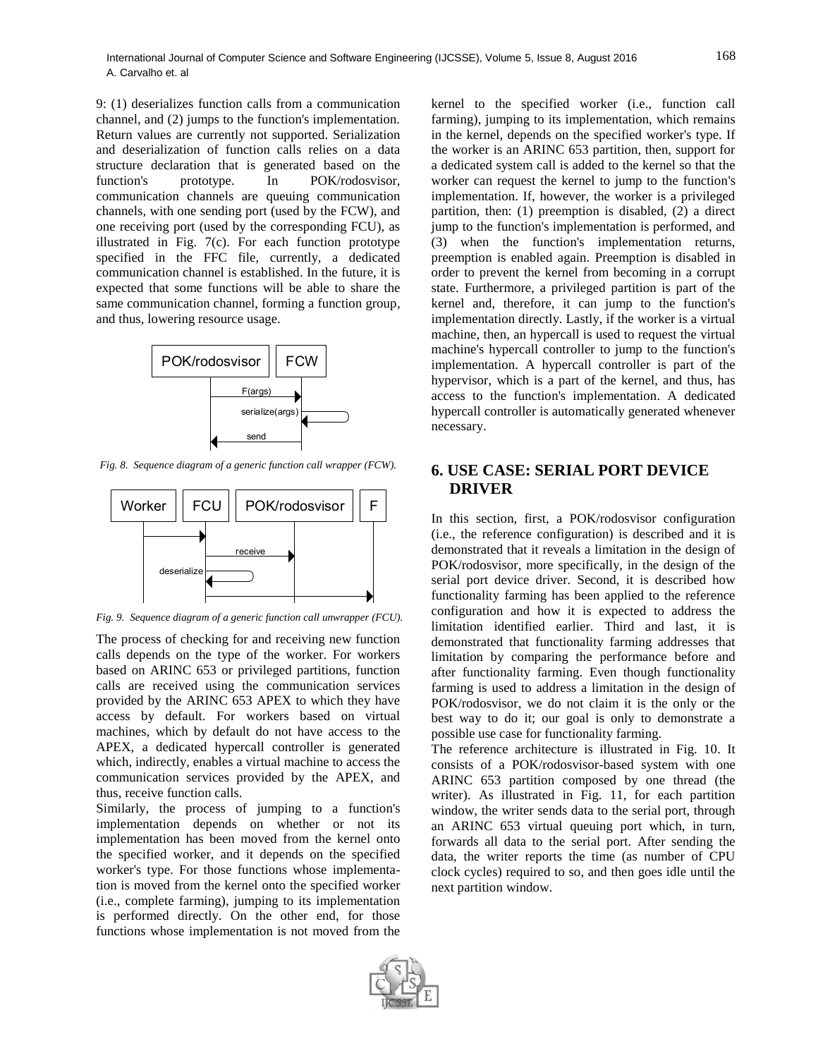9: (1) deserializes function calls from a communication channel, and (2) jumps to the function's implementation. Return values are currently not supported. Serialization and deserialization of function calls relies on a data structure declaration that is generated based on the function's prototype. In POK/rodosvisor, communication channels are queuing communication channels, with one sending port (used by the FCW), and one receiving port (used by the corresponding FCU), as illustrated in Fig. 7(c). For each function prototype specified in the FFC file, currently, a dedicated communication channel is established. In the future, it is expected that some functions will be able to share the same communication channel, forming a function group, and thus, lowering resource usage.

*Fig. 8. Sequence diagram of a generic function call wrapper (FCW).*

*Fig. 9. Sequence diagram of a generic function call unwrapper (FCU).*

The process of checking for and receiving new function calls depends on the type of the worker. For workers based on ARINC 653 or privileged partitions, function calls are received using the communication services provided by the ARINC 653 APEX to which they have access by default. For workers based on virtual machines, which by default do not have access to the APEX, a dedicated hypercall controller is generated which, indirectly, enables a virtual machine to access the communication services provided by the APEX, and thus, receive function calls.

Similarly, the process of jumping to a function's implementation depends on whether or not its implementation has been moved from the kernel onto the specified worker, and it depends on the specified worker's type. For those functions whose implementation is moved from the kernel onto the specified worker (i.e., complete farming), jumping to its implementation is performed directly. On the other end, for those functions whose implementation is not moved from the kernel to the specified worker (i.e., function call farming), jumping to its implementation, which remains in the kernel, depends on the specified worker's type. If the worker is an ARINC 653 partition, then, support for a dedicated system call is added to the kernel so that the worker can request the kernel to jump to the function's implementation. If, however, the worker is a privileged partition, then: (1) preemption is disabled, (2) a direct jump to the function's implementation is performed, and (3) when the function's implementation returns, preemption is enabled again. Preemption is disabled in order to prevent the kernel from becoming in a corrupt state. Furthermore, a privileged partition is part of the kernel and, therefore, it can jump to the function's implementation directly. Lastly, if the worker is a virtual machine, then, an hypercall is used to request the virtual machine's hypercall controller to jump to the function's implementation. A hypercall controller is part of the hypervisor, which is a part of the kernel, and thus, has access to the function's implementation. A dedicated hypercall controller is automatically generated whenever necessary.

## 6. USE CASE: SERIAL PORT DEVICE DRIVER

In this section, first, a POK/rodosvisor configuration (i.e., the reference configuration) is described and it is demonstrated that it reveals a limitation in the design of POK/rodosvisor, more specifically, in the design of the serial port device driver. Second, it is described how functionality farming has been applied to the reference configuration and how it is expected to address the limitation identified earlier. Third and last, it is demonstrated that functionality farming addresses that limitation by comparing the performance before and after functionality farming. Even though functionality farming is used to address a limitation in the design of POK/rodosvisor, we do not claim it is the only or the best way to do it; our goal is only to demonstrate a possible use case for functionality farming.

The reference architecture is illustrated in Fig. 10. It consists of a POK/rodosvisor-based system with one ARINC 653 partition composed by one thread (the writer). As illustrated in Fig. 11, for each partition window, the writer sends data to the serial port, through an ARINC 653 virtual queuing port which, in turn, forwards all data to the serial port. After sending the data, the writer reports the time (as number of CPU clock cycles) required to so, and then goes idle until the next partition window.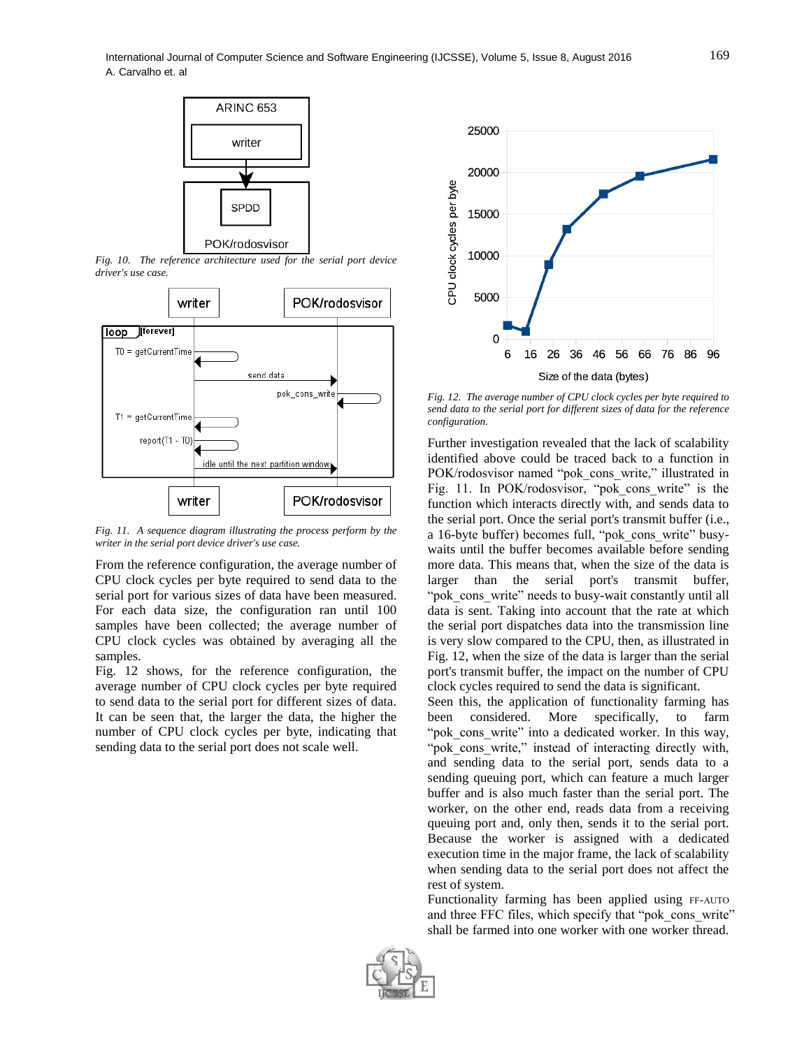*Fig. 10. The reference architecture used for the serial port device driver's use case.*

*Fig. 11. A sequence diagram illustrating the process perform by the writer in the serial port device driver's use case.*

From the reference configuration, the average number of CPU clock cycles per byte required to send data to the serial port for various sizes of data have been measured. For each data size, the configuration ran until 100 samples have been collected; the average number of CPU clock cycles was obtained by averaging all the samples.

Fig. 12 shows, for the reference configuration, the average number of CPU clock cycles per byte required to send data to the serial port for different sizes of data. It can be seen that, the larger the data, the higher the number of CPU clock cycles per byte, indicating that sending data to the serial port does not scale well.

*Fig. 12. The average number of CPU clock cycles per byte required to send data to the serial port for different sizes of data for the reference configuration.*

Further investigation revealed that the lack of scalability identified above could be traced back to a function in POK/rodosvisor named "pok_cons_write," illustrated in Fig. 11. In POK/rodosvisor, "pok_cons_write" is the function which interacts directly with, and sends data to the serial port. Once the serial port's transmit buffer (i.e., a 16-byte buffer) becomes full, "pok_cons_write" busy-waits until the buffer becomes available before sending more data. This means that, when the size of the data is larger than the serial port's transmit buffer, "pok_cons_write" needs to busy-wait constantly until all data is sent. Taking into account that the rate at which the serial port dispatches data into the transmission line is very slow compared to the CPU, then, as illustrated in Fig. 12, when the size of the data is larger than the serial port's transmit buffer, the impact on the number of CPU clock cycles required to send the data is significant.

Seen this, the application of functionality farming has been considered. More specifically, to farm "pok_cons_write" into a dedicated worker. In this way, "pok_cons_write," instead of interacting directly with, and sending data to the serial port, sends data to a sending queuing port, which can feature a much larger buffer and is also much faster than the serial port. The worker, on the other end, reads data from a receiving queuing port and, only then, sends it to the serial port. Because the worker is assigned with a dedicated execution time in the major frame, the lack of scalability when sending data to the serial port does not affect the rest of system.

Functionality farming has been applied using FF-AUTO and three FFC files, which specify that "pok_cons_write" shall be farmed into one worker with one worker thread.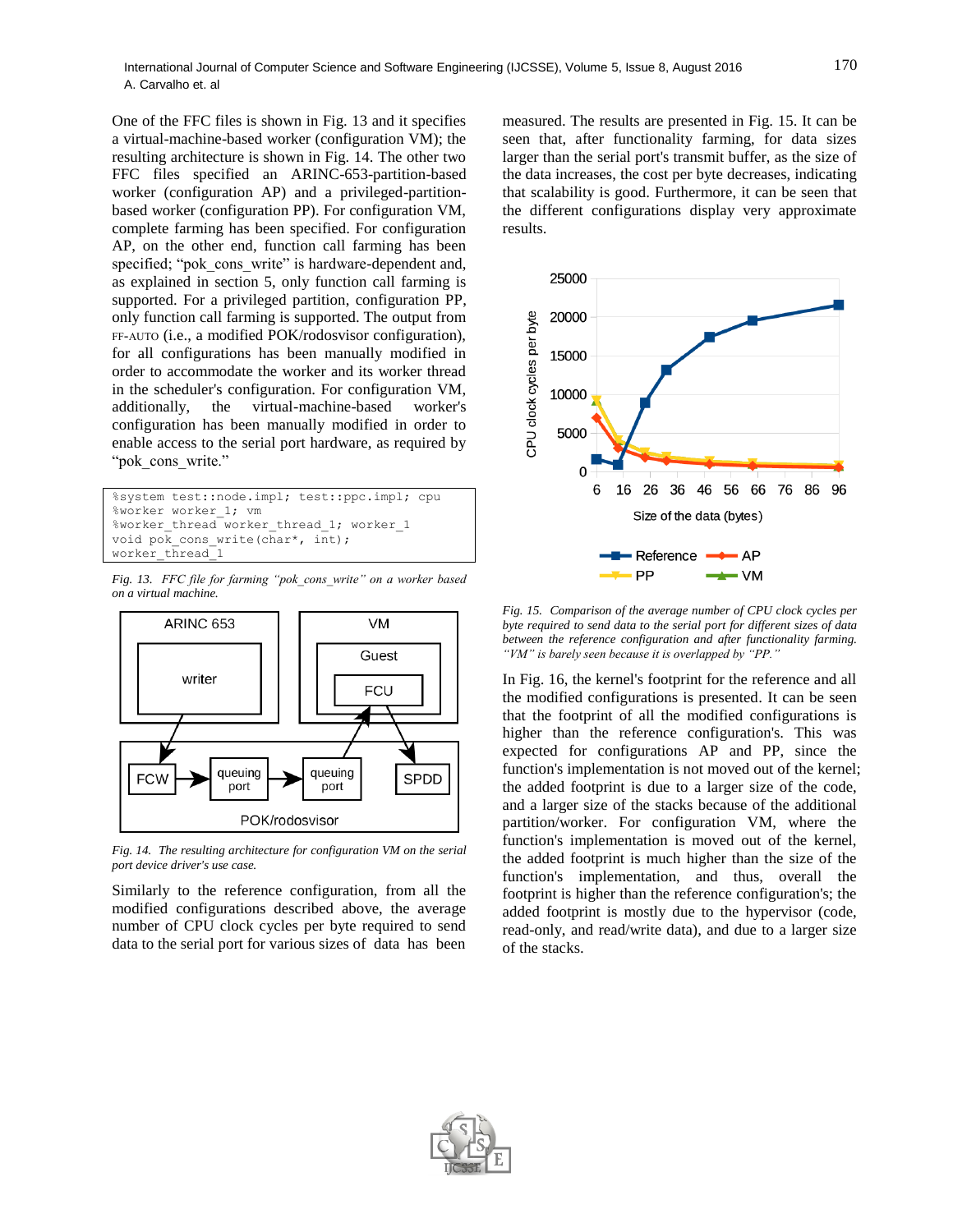One of the FFC files is shown in Fig. 13 and it specifies a virtual-machine-based worker (configuration VM); the resulting architecture is shown in Fig. 14. The other two FFC files specified an ARINC-653-partition-based worker (configuration AP) and a privileged-partition-based worker (configuration PP). For configuration VM, complete farming has been specified. For configuration AP, on the other end, function call farming has been specified; "pok_cons_write" is hardware-dependent and, as explained in section 5, only function call farming is supported. For a privileged partition, configuration PP, only function call farming is supported. The output from FF-AUTO (i.e., a modified POK/rodosvisor configuration), for all configurations has been manually modified in order to accommodate the worker and its worker thread in the scheduler's configuration. For configuration VM, additionally, the virtual-machine-based worker's configuration has been manually modified in order to enable access to the serial port hardware, as required by "pok_cons_write."

```
%system test::node.impl; test::ppc.impl; cpu
%worker worker_1; vm
%worker_thread worker_thread_1; worker_1
void pok_cons_write(char*, int);
worker_thread_1
```

*Fig. 13. FFC file for farming "pok_cons_write" on a worker based on a virtual machine.*

*Fig. 14. The resulting architecture for configuration VM on the serial port device driver's use case.*

Similarly to the reference configuration, from all the modified configurations described above, the average number of CPU clock cycles per byte required to send data to the serial port for various sizes of data has been measured. The results are presented in Fig. 15. It can be seen that, after functionality farming, for data sizes larger than the serial port's transmit buffer, as the size of the data increases, the cost per byte decreases, indicating that scalability is good. Furthermore, it can be seen that the different configurations display very approximate results.

*Fig. 15. Comparison of the average number of CPU clock cycles per byte required to send data to the serial port for different sizes of data between the reference configuration and after functionality farming. "VM" is barely seen because it is overlapped by "PP."*

In Fig. 16, the kernel's footprint for the reference and all the modified configurations is presented. It can be seen that the footprint of all the modified configurations is higher than the reference configuration. This was expected for configurations AP and PP, since the function's implementation is not moved out of the kernel; the added footprint is due to a larger size of the code, and a larger size of the stacks because of the additional partition/worker. For configuration VM, where the function's implementation is moved out of the kernel, the added footprint is much higher than the size of the function's implementation, and thus, overall the footprint is higher than the reference configuration's; the added footprint is mostly due to the hypervisor (code, read-only, and read/write data), and due to a larger size of the stacks.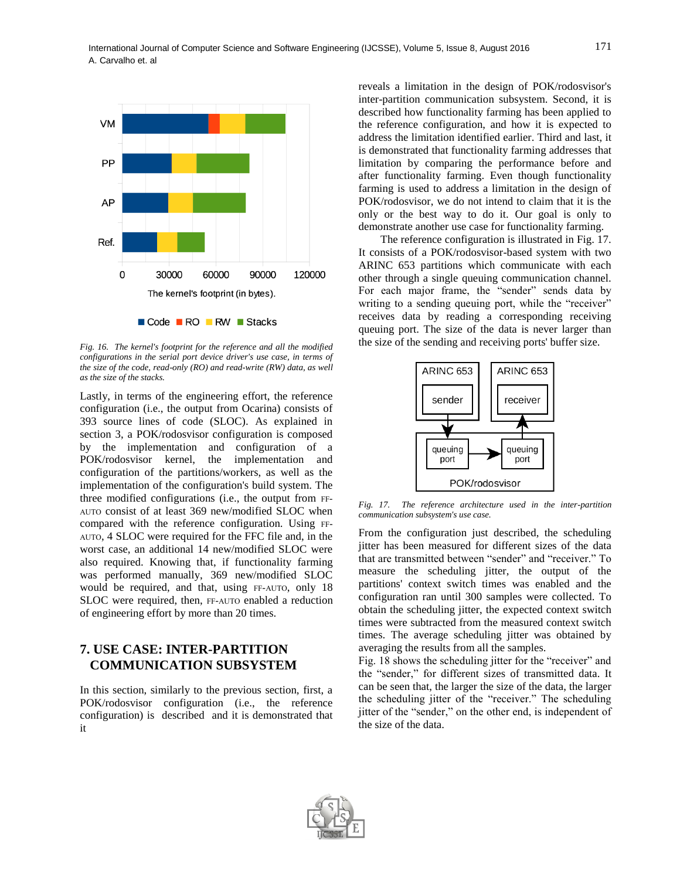*Fig. 16. The kernel's footprint for the reference and all the modified configurations in the serial port device driver's use case, in terms of the size of the code, read-only (RO) and read-write (RW) data, as well as the size of the stacks.*

Lastly, in terms of the engineering effort, the reference configuration (i.e., the output from Ocarina) consists of 393 source lines of code (SLOC). As explained in section 3, a POK/rodosvisor configuration is composed by the implementation and configuration of a POK/rodosvisor kernel, the implementation and configuration of the partitions/workers, as well as the implementation of the configuration's build system. The three modified configurations (i.e., the output from FF-AUTO consist of at least 369 new/modified SLOC when compared with the reference configuration. Using FF-AUTO, 4 SLOC were required for the FFC file and, in the worst case, an additional 14 new/modified SLOC were also required. Knowing that, if functionality farming was performed manually, 369 new/modified SLOC would be required, and that, using FF-AUTO, only 18 SLOC were required, then, FF-AUTO enabled a reduction of engineering effort by more than 20 times.

## 7. USE CASE: INTER-PARTITION COMMUNICATION SUBSYSTEM

In this section, similarly to the previous section, first, a POK/rodosvisor configuration (i.e., the reference configuration) is described and it is demonstrated that it reveals a limitation in the design of POK/rodosvisor's inter-partition communication subsystem. Second, it is described how functionality farming has been applied to the reference configuration, and how it is expected to address the limitation identified earlier. Third and last, it is demonstrated that functionality farming addresses that limitation by comparing the performance before and after functionality farming. Even though functionality farming is used to address a limitation in the design of POK/rodosvisor, we do not intend to claim that it is the only or the best way to do it. Our goal is only to demonstrate another use case for functionality farming.

The reference configuration is illustrated in Fig. 17. It consists of a POK/rodosvisor-based system with two ARINC 653 partitions which communicate with each other through a single queuing communication channel. For each major frame, the "sender" sends data by writing to a sending queuing port, while the "receiver" receives data by reading a corresponding receiving queuing port. The size of the data is never larger than the size of the sending and receiving ports' buffer size.

*Fig. 17. The reference architecture used in the inter-partition communication subsystem's use case.*

From the configuration just described, the scheduling jitter has been measured for different sizes of the data that are transmitted between "sender" and "receiver." To measure the scheduling jitter, the output of the partitions' context switch times was enabled and the configuration ran until 300 samples were collected. To obtain the scheduling jitter, the expected context switch times were subtracted from the measured context switch times. The average scheduling jitter was obtained by averaging the results from all the samples.

Fig. 18 shows the scheduling jitter for the "receiver" and the "sender," for different sizes of transmitted data. It can be seen that, the larger the size of the data, the larger the scheduling jitter of the "receiver." The scheduling jitter of the "sender," on the other end, is independent of the size of the data.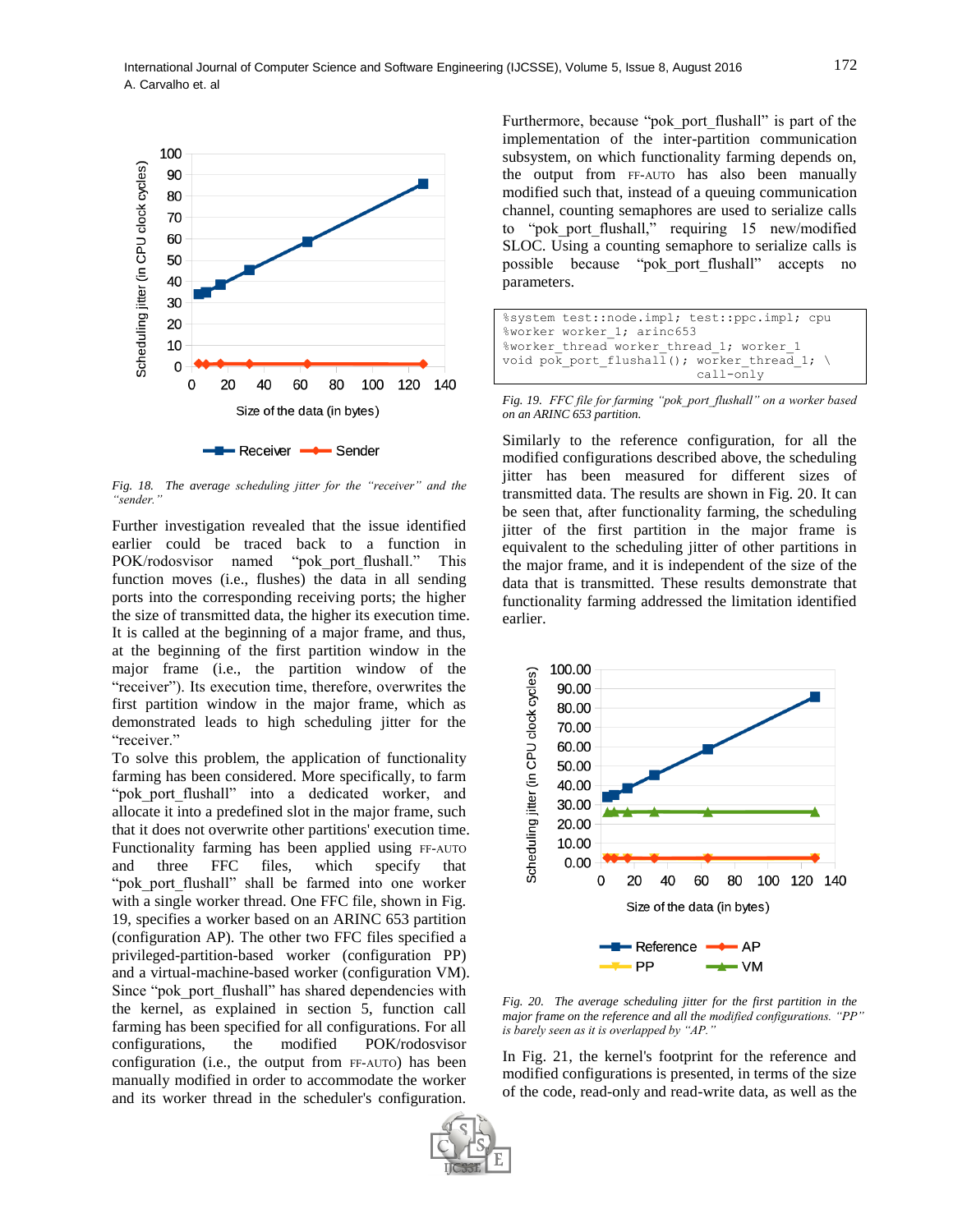*Fig. 18. The average scheduling jitter for the "receiver" and the "sender."*

Further investigation revealed that the issue identified earlier could be traced back to a function in POK/rodosvisor named "pok_port_flushall." This function moves (i.e., flushes) the data in all sending ports into the corresponding receiving ports; the higher the size of transmitted data, the higher its execution time. It is called at the beginning of a major frame, and thus, at the beginning of the first partition window in the major frame (i.e., the partition window of the "receiver"). Its execution time, therefore, overwrites the first partition window in the major frame, which as demonstrated leads to high scheduling jitter for the "receiver."

To solve this problem, the application of functionality farming has been considered. More specifically, to farm "pok_port_flushall" into a dedicated worker, and allocate it into a predefined slot in the major frame, such that it does not overwrite other partitions' execution time. Functionality farming has been applied using FF-AUTO and three FFC files, which specify that "pok_port_flushall" shall be farmed into one worker with a single worker thread. One FFC file, shown in Fig. 19, specifies a worker based on an ARINC 653 partition (configuration AP). The other two FFC files specified a privileged-partition-based worker (configuration PP) and a virtual-machine-based worker (configuration VM). Since "pok_port_flushall" has shared dependencies with the kernel, as explained in section 5, function call farming has been specified for all configurations. For all configurations, the modified POK/rodosvisor configuration (i.e., the output from FF-AUTO) has been manually modified in order to accommodate the worker and its worker thread in the scheduler's configuration.

Furthermore, because "pok_port_flushall" is part of the implementation of the inter-partition communication subsystem, on which functionality farming depends on, the output from FF-AUTO has also been manually modified such that, instead of a queuing communication channel, counting semaphores are used to serialize calls to "pok_port_flushall," requiring 15 new/modified SLOC. Using a counting semaphore to serialize calls is possible because "pok_port_flushall" accepts no parameters.

```
%system test::node.impl; test::ppc.impl; cpu
%worker worker_1; arinc653
%worker_thread worker_thread_1; worker_1
void pok_port_flushall(); worker_thread_1; \
                          call-only
```

*Fig. 19. FFC file for farming "pok_port_flushall" on a worker based on an ARINC 653 partition.*

Similarly to the reference configuration, for all the modified configurations described above, the scheduling jitter has been measured for different sizes of transmitted data. The results are shown in Fig. 20. It can be seen that, after functionality farming, the scheduling jitter of the first partition in the major frame is equivalent to the scheduling jitter of other partitions in the major frame, and it is independent of the size of the data that is transmitted. These results demonstrate that functionality farming addressed the limitation identified earlier.

*Fig. 20. The average scheduling jitter for the first partition in the major frame on the reference and all the modified configurations. "PP" is barely seen as it is overlapped by "AP."*

In Fig. 21, the kernel's footprint for the reference and modified configurations is presented, in terms of the size of the code, read-only and read-write data, as well as the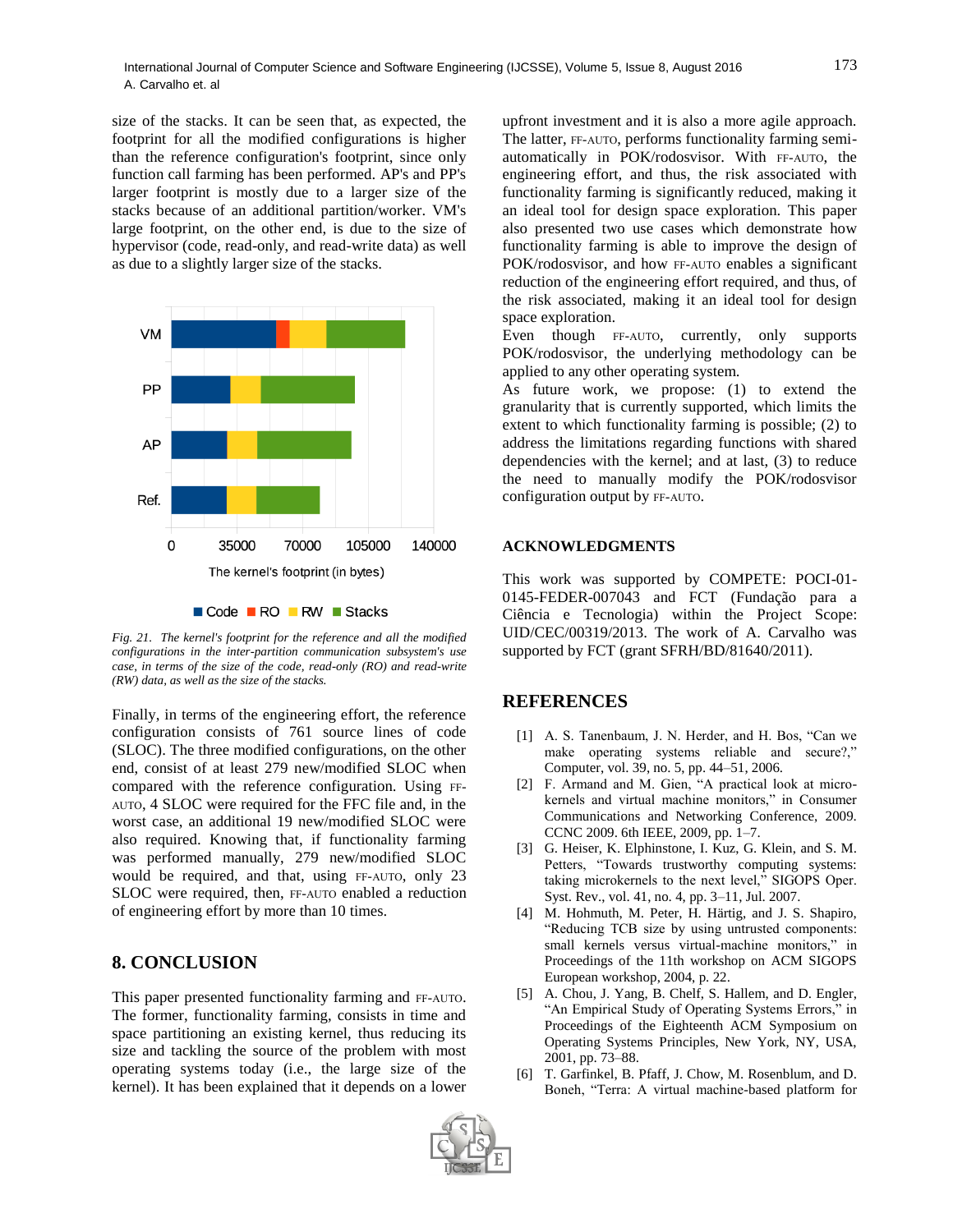size of the stacks. It can be seen that, as expected, the footprint for all the modified configurations is higher than the reference configuration's footprint, since only function call farming has been performed. AP's and PP's larger footprint is mostly due to a larger size of the stacks because of an additional partition/worker. VM's large footprint, on the other end, is due to the size of hypervisor (code, read-only, and read-write data) as well as due to a slightly larger size of the stacks.

*Fig. 21. The kernel's footprint for the reference and all the modified configurations in the inter-partition communication subsystem's use case, in terms of the size of the code, read-only (RO) and read-write (RW) data, as well as the size of the stacks.*

Finally, in terms of the engineering effort, the reference configuration consists of 761 source lines of code (SLOC). The three modified configurations, on the other end, consist of at least 279 new/modified SLOC when compared with the reference configuration. Using FF-AUTO, 4 SLOC were required for the FFC file and, in the worst case, an additional 19 new/modified SLOC were also required. Knowing that, if functionality farming was performed manually, 279 new/modified SLOC would be required, and that, using FF-AUTO, only 23 SLOC were required, then, FF-AUTO enabled a reduction of engineering effort by more than 10 times.

## 8. CONCLUSION

This paper presented functionality farming and FF-AUTO. The former, functionality farming, consists in time and space partitioning an existing kernel, thus reducing its size and tackling the source of the problem with most operating systems today (i.e., the large size of the kernel). It has been explained that it depends on a lower upfront investment and it is also a more agile approach. The latter, FF-AUTO, performs functionality farming semi-automatically in POK/rodosvisor. With FF-AUTO, the engineering effort, and thus, the risk associated with functionality farming is significantly reduced, making it an ideal tool for design space exploration. This paper also presented two use cases which demonstrate how functionality farming is able to improve the design of POK/rodosvisor, and how FF-AUTO enables a significant reduction of the engineering effort required, and thus, of the risk associated, making it an ideal tool for design space exploration.

Even though FF-AUTO, currently, only supports POK/rodosvisor, the underlying methodology can be applied to any other operating system.

As future work, we propose: (1) to extend the granularity that is currently supported, which limits the extent to which functionality farming is possible; (2) to address the limitations regarding functions with shared dependencies with the kernel; and at last, (3) to reduce the need to manually modify the POK/rodosvisor configuration output by FF-AUTO.

## ACKNOWLEDGMENTS

This work was supported by COMPETE: POCI-01-0145-FEDER-007043 and FCT (Fundação para a Ciência e Tecnologia) within the Project Scope: UID/CEC/00319/2013. The work of A. Carvalho was supported by FCT (grant SFRH/BD/81640/2011).

## REFERENCES

[1] A. S. Tanenbaum, J. N. Herder, and H. Bos, "Can we make operating systems reliable and secure?," Computer, vol. 39, no. 5, pp. 44–51, 2006.

[2] F. Armand and M. Gien, "A practical look at micro-kernels and virtual machine monitors," in Consumer Communications and Networking Conference, 2009. CCNC 2009. 6th IEEE, 2009, pp. 1–7.

[3] G. Heiser, K. Elphinstone, I. Kuz, G. Klein, and S. M. Petters, "Towards trustworthy computing systems: taking microkernels to the next level," SIGOPS Oper. Syst. Rev., vol. 41, no. 4, pp. 3–11, Jul. 2007.

[4] M. Hohmuth, M. Peter, H. Härtig, and J. S. Shapiro, "Reducing TCB size by using untrusted components: small kernels versus virtual-machine monitors," in Proceedings of the 11th workshop on ACM SIGOPS European workshop, 2004, p. 22.

[5] A. Chou, J. Yang, B. Chelf, S. Hallem, and D. Engler, "An Empirical Study of Operating Systems Errors," in Proceedings of the Eighteenth ACM Symposium on Operating Systems Principles, New York, NY, USA, 2001, pp. 73–88.

[6] T. Garfinkel, B. Pfaff, J. Chow, M. Rosenblum, and D. Boneh, "Terra: A virtual machine-based platform for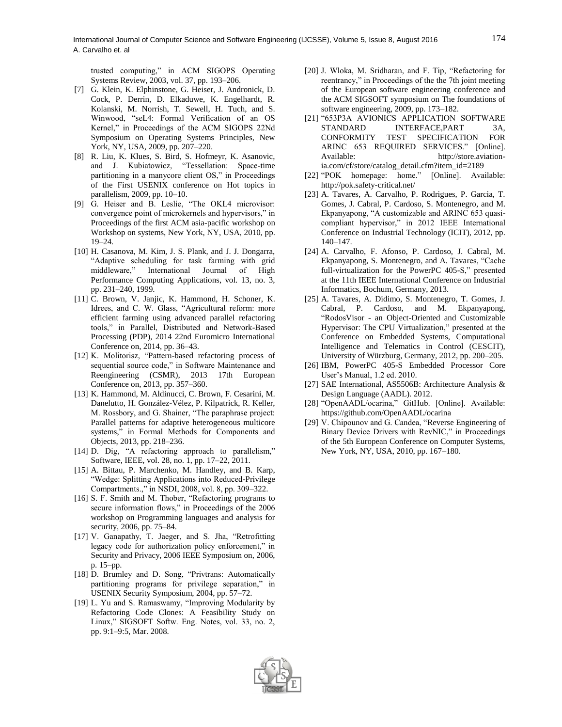trusted computing," in ACM SIGOPS Operating Systems Review, 2003, vol. 37, pp. 193–206.

[7] G. Klein, K. Elphinstone, G. Heiser, J. Andronick, D. Cock, P. Derrin, D. Elkaduwe, K. Engelhardt, R. Kolanski, M. Norrish, T. Sewell, H. Tuch, and S. Winwood, "seL4: Formal Verification of an OS Kernel," in Proceedings of the ACM SIGOPS 22Nd Symposium on Operating Systems Principles, New York, NY, USA, 2009, pp. 207–220.

[8] R. Liu, K. Klues, S. Bird, S. Hofmeyr, K. Asanovic, and J. Kubiatowicz, "Tessellation: Space-time partitioning in a manycore client OS," in Proceedings of the First USENIX conference on Hot topics in parallelism, 2009, pp. 10–10.

[9] G. Heiser and B. Leslie, "The OKL4 microvisor: convergence point of microkernels and hypervisors," in Proceedings of the first ACM asia-pacific workshop on Workshop on systems, New York, NY, USA, 2010, pp. 19–24.

[10] H. Casanova, M. Kim, J. S. Plank, and J. J. Dongarra, "Adaptive scheduling for task farming with grid middleware," International Journal of High Performance Computing Applications, vol. 13, no. 3, pp. 231–240, 1999.

[11] C. Brown, V. Janjic, K. Hammond, H. Schoner, K. Idrees, and C. W. Glass, "Agricultural reform: more efficient farming using advanced parallel refactoring tools," in Parallel, Distributed and Network-Based Processing (PDP), 2014 22nd Euromicro International Conference on, 2014, pp. 36–43.

[12] K. Molitorisz, "Pattern-based refactoring process of sequential source code," in Software Maintenance and Reengineering (CSMR), 2013 17th European Conference on, 2013, pp. 357–360.

[13] K. Hammond, M. Aldinucci, C. Brown, F. Cesarini, M. Danelutto, H. González-Vélez, P. Kilpatrick, R. Keller, M. Rossbory, and G. Shainer, "The paraphrase project: Parallel patterns for adaptive heterogeneous multicore systems," in Formal Methods for Components and Objects, 2013, pp. 218–236.

[14] D. Dig, "A refactoring approach to parallelism," Software, IEEE, vol. 28, no. 1, pp. 17–22, 2011.

[15] A. Bittau, P. Marchenko, M. Handley, and B. Karp, "Wedge: Splitting Applications into Reduced-Privilege Compartments.," in NSDI, 2008, vol. 8, pp. 309–322.

[16] S. F. Smith and M. Thober, "Refactoring programs to secure information flows," in Proceedings of the 2006 workshop on Programming languages and analysis for security, 2006, pp. 75–84.

[17] V. Ganapathy, T. Jaeger, and S. Jha, "Retrofitting legacy code for authorization policy enforcement," in Security and Privacy, 2006 IEEE Symposium on, 2006, p. 15–pp.

[18] D. Brumley and D. Song, "Privtrans: Automatically partitioning programs for privilege separation," in USENIX Security Symposium, 2004, pp. 57–72.

[19] L. Yu and S. Ramaswamy, "Improving Modularity by Refactoring Code Clones: A Feasibility Study on Linux," SIGSOFT Softw. Eng. Notes, vol. 33, no. 2, pp. 9:1–9:5, Mar. 2008.

[20] J. Wloka, M. Sridharan, and F. Tip, "Refactoring for reentrancy," in Proceedings of the the 7th joint meeting of the European software engineering conference and the ACM SIGSOFT symposium on The foundations of software engineering, 2009, pp. 173–182.

[21] "653P3A AVIONICS APPLICATION SOFTWARE STANDARD INTERFACE,PART 3A, CONFORMITY TEST SPECIFICATION FOR ARINC 653 REQUIRED SERVICES." [Online]. Available: http://store.aviation-ia.com/cf/store/catalog_detail.cfm?item_id=2189

[22] "POK homepage: home." [Online]. Available: http://pok.safety-critical.net/

[23] A. Tavares, A. Carvalho, P. Rodrigues, P. Garcia, T. Gomes, J. Cabral, P. Cardoso, S. Montenegro, and M. Ekpanyapong, "A customizable and ARINC 653 quasi-compliant hypervisor," in 2012 IEEE International Conference on Industrial Technology (ICIT), 2012, pp. 140–147.

[24] A. Carvalho, F. Afonso, P. Cardoso, J. Cabral, M. Ekpanyapong, S. Montenegro, and A. Tavares, "Cache full-virtualization for the PowerPC 405-S," presented at the 11th IEEE International Conference on Industrial Informatics, Bochum, Germany, 2013.

[25] A. Tavares, A. Didimo, S. Montenegro, T. Gomes, J. Cabral, P. Cardoso, and M. Ekpanyapong, "RodosVisor - an Object-Oriented and Customizable Hypervisor: The CPU Virtualization," presented at the Conference on Embedded Systems, Computational Intelligence and Telematics in Control (CESCIT), University of Würzburg, Germany, 2012, pp. 200–205.

[26] IBM, PowerPC 405-S Embedded Processor Core User's Manual, 1.2 ed. 2010.

[27] SAE International, AS5506B: Architecture Analysis & Design Language (AADL). 2012.

[28] "OpenAADL/ocarina," GitHub. [Online]. Available: https://github.com/OpenAADL/ocarina

[29] V. Chipounov and G. Candea, "Reverse Engineering of Binary Device Drivers with RevNIC," in Proceedings of the 5th European Conference on Computer Systems, New York, NY, USA, 2010, pp. 167–180.